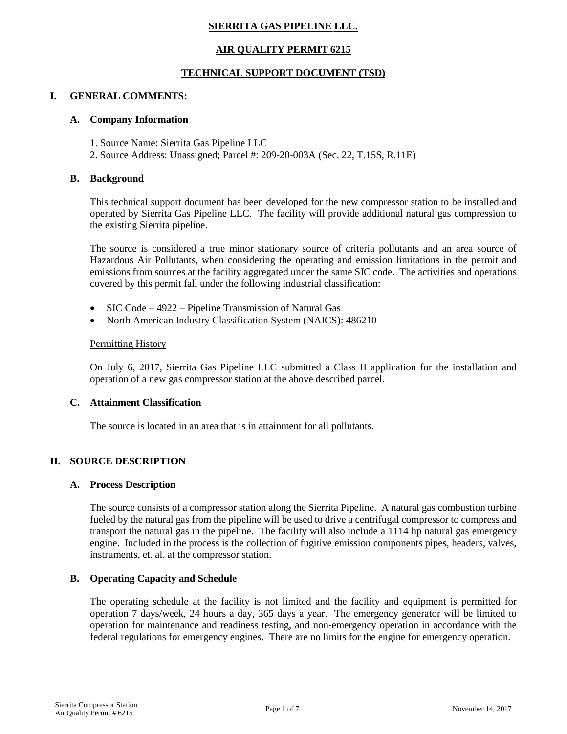# SIERRITA GAS PIPELINE LLC.

## AIR QUALITY PERMIT 6215

## TECHNICAL SUPPORT DOCUMENT (TSD)

## I. GENERAL COMMENTS:

### A. Company Information

1. Source Name: Sierrita Gas Pipeline LLC
2. Source Address: Unassigned; Parcel #: 209-20-003A (Sec. 22, T.15S, R.11E)

### B. Background

This technical support document has been developed for the new compressor station to be installed and operated by Sierrita Gas Pipeline LLC. The facility will provide additional natural gas compression to the existing Sierrita pipeline.

The source is considered a true minor stationary source of criteria pollutants and an area source of Hazardous Air Pollutants, when considering the operating and emission limitations in the permit and emissions from sources at the facility aggregated under the same SIC code. The activities and operations covered by this permit fall under the following industrial classification:

- SIC Code – 4922 – Pipeline Transmission of Natural Gas
- North American Industry Classification System (NAICS): 486210

Permitting History

On July 6, 2017, Sierrita Gas Pipeline LLC submitted a Class II application for the installation and operation of a new gas compressor station at the above described parcel.

### C. Attainment Classification

The source is located in an area that is in attainment for all pollutants.

## II. SOURCE DESCRIPTION

### A. Process Description

The source consists of a compressor station along the Sierrita Pipeline. A natural gas combustion turbine fueled by the natural gas from the pipeline will be used to drive a centrifugal compressor to compress and transport the natural gas in the pipeline. The facility will also include a 1114 hp natural gas emergency engine. Included in the process is the collection of fugitive emission components pipes, headers, valves, instruments, et. al. at the compressor station.

### B. Operating Capacity and Schedule

The operating schedule at the facility is not limited and the facility and equipment is permitted for operation 7 days/week, 24 hours a day, 365 days a year. The emergency generator will be limited to operation for maintenance and readiness testing, and non-emergency operation in accordance with the federal regulations for emergency engines. There are no limits for the engine for emergency operation.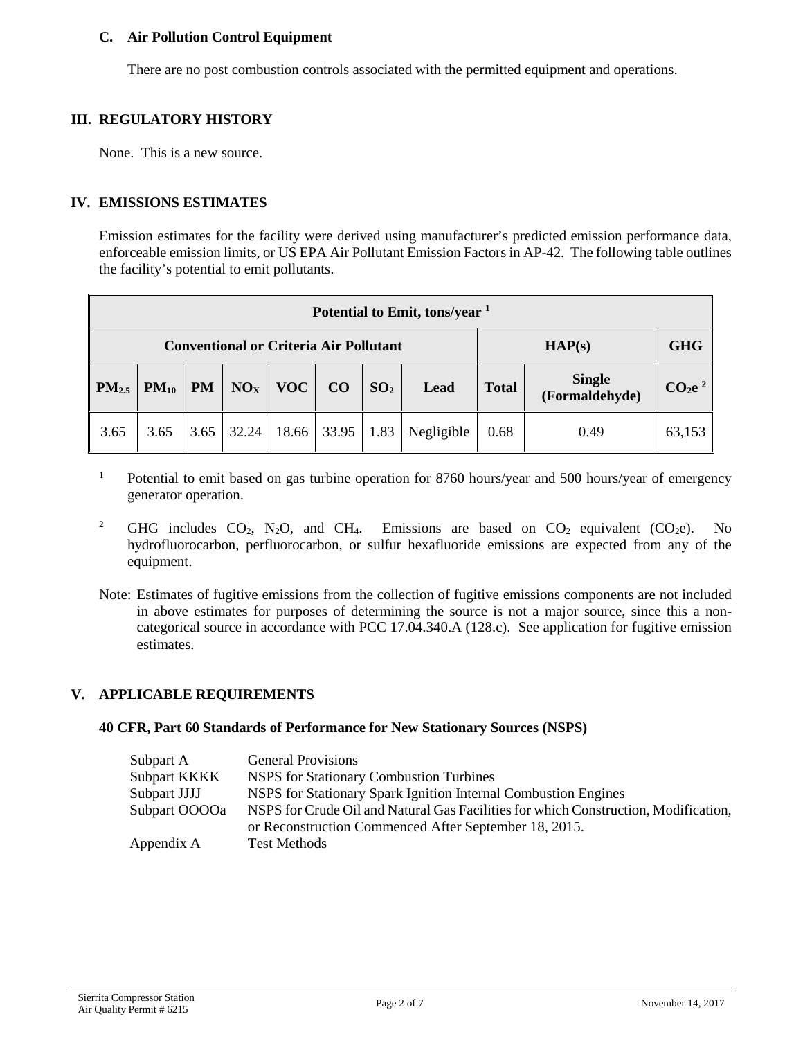### C. Air Pollution Control Equipment

There are no post combustion controls associated with the permitted equipment and operations.

## III. REGULATORY HISTORY

None. This is a new source.

## IV. EMISSIONS ESTIMATES

Emission estimates for the facility were derived using manufacturer's predicted emission performance data, enforceable emission limits, or US EPA Air Pollutant Emission Factors in AP-42. The following table outlines the facility's potential to emit pollutants.

| Potential to Emit, tons/year [1] | | | | | | | | | | |
|---|---|---|---|---|---|---|---|---|---|---|
| Conventional or Criteria Air Pollutant | | | | | | | | HAP(s) | | GHG |
| $PM_{2.5}$ | $PM_{10}$ | PM | $NO_X$ | VOC | CO | $SO_2$ | Lead | Total | Single (Formaldehyde) | $CO_2e$ [2] |
| 3.65 | 3.65 | 3.65 | 32.24 | 18.66 | 33.95 | 1.83 | Negligible | 0.68 | 0.49 | 63,153 |

[1] Potential to emit based on gas turbine operation for 8760 hours/year and 500 hours/year of emergency generator operation.

[2] GHG includes $CO_2$, $N_2O$, and $CH_4$. Emissions are based on $CO_2$ equivalent ($CO_2e$). No hydrofluorocarbon, perfluorocarbon, or sulfur hexafluoride emissions are expected from any of the equipment.

Note: Estimates of fugitive emissions from the collection of fugitive emissions components are not included in above estimates for purposes of determining the source is not a major source, since this a non-categorical source in accordance with PCC 17.04.340.A (128.c). See application for fugitive emission estimates.

## V. APPLICABLE REQUIREMENTS

### 40 CFR, Part 60 Standards of Performance for New Stationary Sources (NSPS)

| | |
|---|---|
| Subpart A | General Provisions |
| Subpart KKKK | NSPS for Stationary Combustion Turbines |
| Subpart JJJJ | NSPS for Stationary Spark Ignition Internal Combustion Engines |
| Subpart OOOOa | NSPS for Crude Oil and Natural Gas Facilities for which Construction, Modification, or Reconstruction Commenced After September 18, 2015. |
| Appendix A | Test Methods |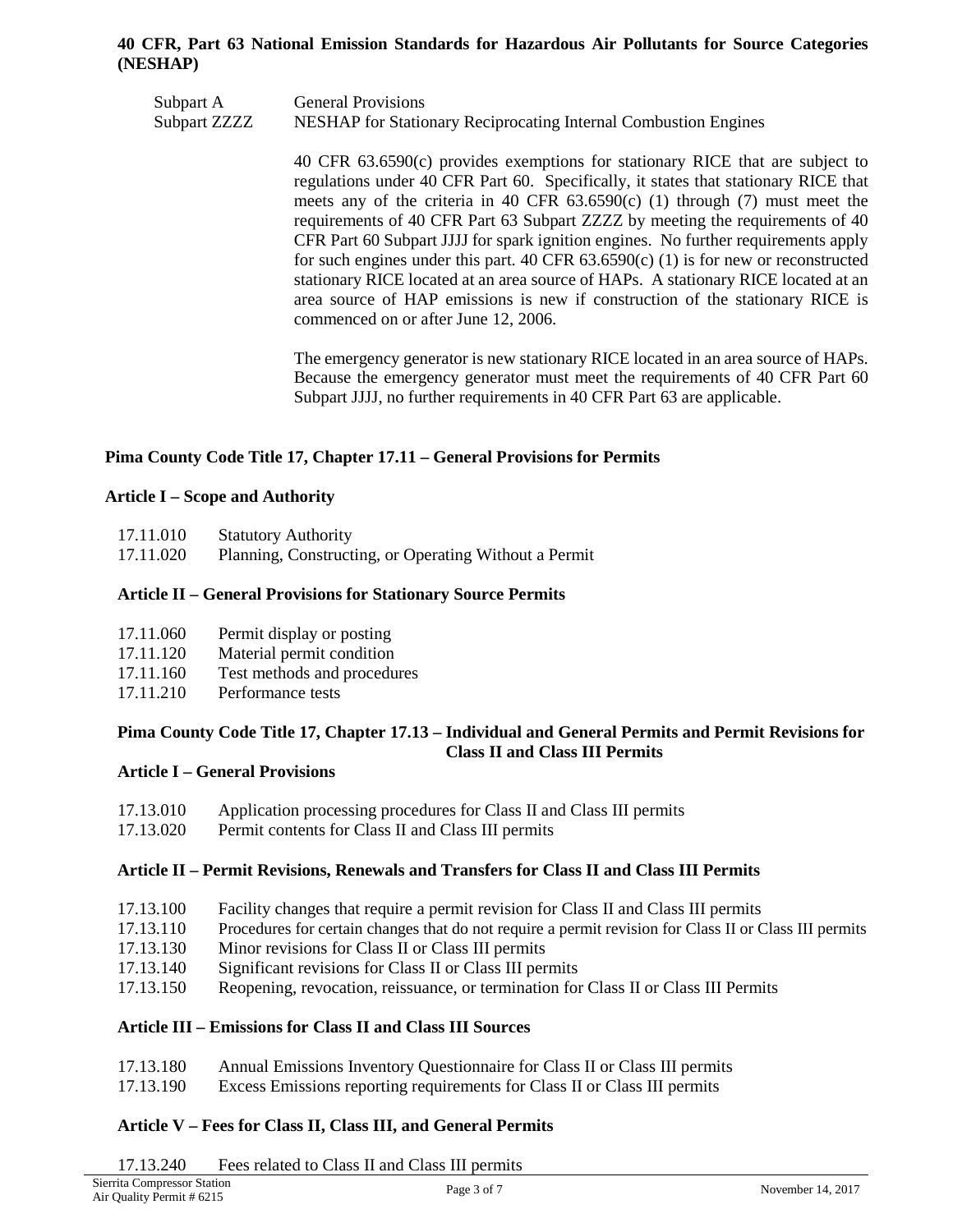**40 CFR, Part 63 National Emission Standards for Hazardous Air Pollutants for Source Categories (NESHAP)**

| | |
|---|---|
| Subpart A | General Provisions |
| Subpart ZZZZ | NESHAP for Stationary Reciprocating Internal Combustion Engines |

40 CFR 63.6590(c) provides exemptions for stationary RICE that are subject to regulations under 40 CFR Part 60. Specifically, it states that stationary RICE that meets any of the criteria in 40 CFR 63.6590(c) (1) through (7) must meet the requirements of 40 CFR Part 63 Subpart ZZZZ by meeting the requirements of 40 CFR Part 60 Subpart JJJJ for spark ignition engines. No further requirements apply for such engines under this part. 40 CFR 63.6590(c) (1) is for new or reconstructed stationary RICE located at an area source of HAPs. A stationary RICE located at an area source of HAP emissions is new if construction of the stationary RICE is commenced on or after June 12, 2006.

The emergency generator is new stationary RICE located in an area source of HAPs. Because the emergency generator must meet the requirements of 40 CFR Part 60 Subpart JJJJ, no further requirements in 40 CFR Part 63 are applicable.

**Pima County Code Title 17, Chapter 17.11 – General Provisions for Permits**

**Article I – Scope and Authority**

| | |
|---|---|
| 17.11.010 | Statutory Authority |
| 17.11.020 | Planning, Constructing, or Operating Without a Permit |

**Article II – General Provisions for Stationary Source Permits**

| | |
|---|---|
| 17.11.060 | Permit display or posting |
| 17.11.120 | Material permit condition |
| 17.11.160 | Test methods and procedures |
| 17.11.210 | Performance tests |

**Pima County Code Title 17, Chapter 17.13 – Individual and General Permits and Permit Revisions for Class II and Class III Permits**

**Article I – General Provisions**

| | |
|---|---|
| 17.13.010 | Application processing procedures for Class II and Class III permits |
| 17.13.020 | Permit contents for Class II and Class III permits |

**Article II – Permit Revisions, Renewals and Transfers for Class II and Class III Permits**

| | |
|---|---|
| 17.13.100 | Facility changes that require a permit revision for Class II and Class III permits |
| 17.13.110 | Procedures for certain changes that do not require a permit revision for Class II or Class III permits |
| 17.13.130 | Minor revisions for Class II or Class III permits |
| 17.13.140 | Significant revisions for Class II or Class III permits |
| 17.13.150 | Reopening, revocation, reissuance, or termination for Class II or Class III Permits |

**Article III – Emissions for Class II and Class III Sources**

| | |
|---|---|
| 17.13.180 | Annual Emissions Inventory Questionnaire for Class II or Class III permits |
| 17.13.190 | Excess Emissions reporting requirements for Class II or Class III permits |

**Article V – Fees for Class II, Class III, and General Permits**

| | |
|---|---|
| 17.13.240 | Fees related to Class II and Class III permits |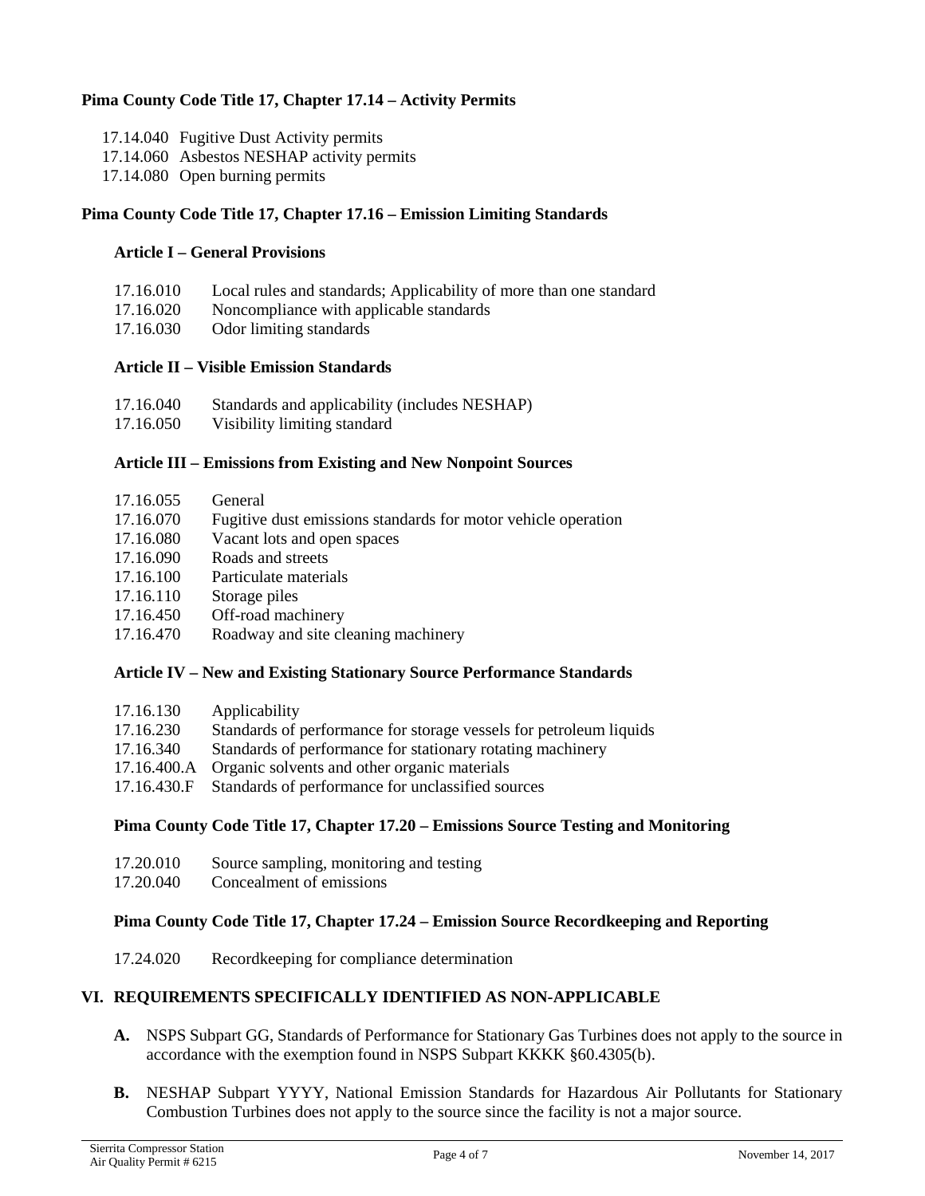**Pima County Code Title 17, Chapter 17.14 – Activity Permits**

17.14.040 Fugitive Dust Activity permits
17.14.060 Asbestos NESHAP activity permits
17.14.080 Open burning permits

**Pima County Code Title 17, Chapter 17.16 – Emission Limiting Standards**

**Article I – General Provisions**

17.16.010 Local rules and standards; Applicability of more than one standard
17.16.020 Noncompliance with applicable standards
17.16.030 Odor limiting standards

**Article II – Visible Emission Standards**

17.16.040 Standards and applicability (includes NESHAP)
17.16.050 Visibility limiting standard

**Article III – Emissions from Existing and New Nonpoint Sources**

17.16.055 General
17.16.070 Fugitive dust emissions standards for motor vehicle operation
17.16.080 Vacant lots and open spaces
17.16.090 Roads and streets
17.16.100 Particulate materials
17.16.110 Storage piles
17.16.450 Off-road machinery
17.16.470 Roadway and site cleaning machinery

**Article IV – New and Existing Stationary Source Performance Standards**

17.16.130 Applicability
17.16.230 Standards of performance for storage vessels for petroleum liquids
17.16.340 Standards of performance for stationary rotating machinery
17.16.400.A Organic solvents and other organic materials
17.16.430.F Standards of performance for unclassified sources

**Pima County Code Title 17, Chapter 17.20 – Emissions Source Testing and Monitoring**

17.20.010 Source sampling, monitoring and testing
17.20.040 Concealment of emissions

**Pima County Code Title 17, Chapter 17.24 – Emission Source Recordkeeping and Reporting**

17.24.020 Recordkeeping for compliance determination

## VI. REQUIREMENTS SPECIFICALLY IDENTIFIED AS NON-APPLICABLE

**A.** NSPS Subpart GG, Standards of Performance for Stationary Gas Turbines does not apply to the source in accordance with the exemption found in NSPS Subpart KKKK §60.4305(b).

**B.** NESHAP Subpart YYYY, National Emission Standards for Hazardous Air Pollutants for Stationary Combustion Turbines does not apply to the source since the facility is not a major source.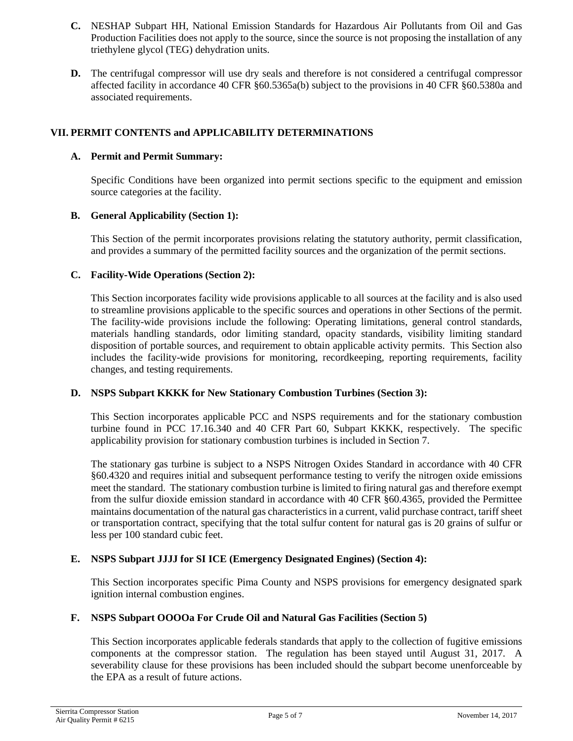**C.** NESHAP Subpart HH, National Emission Standards for Hazardous Air Pollutants from Oil and Gas Production Facilities does not apply to the source, since the source is not proposing the installation of any triethylene glycol (TEG) dehydration units.

**D.** The centrifugal compressor will use dry seals and therefore is not considered a centrifugal compressor affected facility in accordance 40 CFR §60.5365a(b) subject to the provisions in 40 CFR §60.5380a and associated requirements.

## VII. PERMIT CONTENTS and APPLICABILITY DETERMINATIONS

### A. Permit and Permit Summary:

Specific Conditions have been organized into permit sections specific to the equipment and emission source categories at the facility.

### B. General Applicability (Section 1):

This Section of the permit incorporates provisions relating the statutory authority, permit classification, and provides a summary of the permitted facility sources and the organization of the permit sections.

### C. Facility-Wide Operations (Section 2):

This Section incorporates facility wide provisions applicable to all sources at the facility and is also used to streamline provisions applicable to the specific sources and operations in other Sections of the permit. The facility-wide provisions include the following: Operating limitations, general control standards, materials handling standards, odor limiting standard, opacity standards, visibility limiting standard disposition of portable sources, and requirement to obtain applicable activity permits. This Section also includes the facility-wide provisions for monitoring, recordkeeping, reporting requirements, facility changes, and testing requirements.

### D. NSPS Subpart KKKK for New Stationary Combustion Turbines (Section 3):

This Section incorporates applicable PCC and NSPS requirements and for the stationary combustion turbine found in PCC 17.16.340 and 40 CFR Part 60, Subpart KKKK, respectively. The specific applicability provision for stationary combustion turbines is included in Section 7.

The stationary gas turbine is subject to ~~a~~ NSPS Nitrogen Oxides Standard in accordance with 40 CFR §60.4320 and requires initial and subsequent performance testing to verify the nitrogen oxide emissions meet the standard. The stationary combustion turbine is limited to firing natural gas and therefore exempt from the sulfur dioxide emission standard in accordance with 40 CFR §60.4365, provided the Permittee maintains documentation of the natural gas characteristics in a current, valid purchase contract, tariff sheet or transportation contract, specifying that the total sulfur content for natural gas is 20 grains of sulfur or less per 100 standard cubic feet.

### E. NSPS Subpart JJJJ for SI ICE (Emergency Designated Engines) (Section 4):

This Section incorporates specific Pima County and NSPS provisions for emergency designated spark ignition internal combustion engines.

### F. NSPS Subpart OOOOa For Crude Oil and Natural Gas Facilities (Section 5)

This Section incorporates applicable federals standards that apply to the collection of fugitive emissions components at the compressor station. The regulation has been stayed until August 31, 2017. A severability clause for these provisions has been included should the subpart become unenforceable by the EPA as a result of future actions.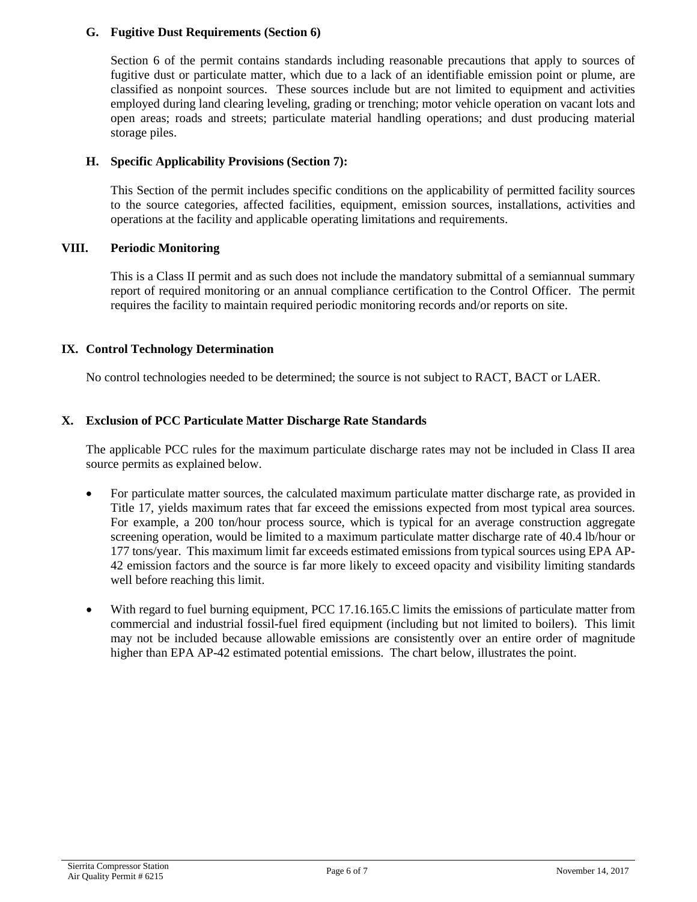### G. Fugitive Dust Requirements (Section 6)

Section 6 of the permit contains standards including reasonable precautions that apply to sources of fugitive dust or particulate matter, which due to a lack of an identifiable emission point or plume, are classified as nonpoint sources. These sources include but are not limited to equipment and activities employed during land clearing leveling, grading or trenching; motor vehicle operation on vacant lots and open areas; roads and streets; particulate material handling operations; and dust producing material storage piles.

### H. Specific Applicability Provisions (Section 7):

This Section of the permit includes specific conditions on the applicability of permitted facility sources to the source categories, affected facilities, equipment, emission sources, installations, activities and operations at the facility and applicable operating limitations and requirements.

## VIII. Periodic Monitoring

This is a Class II permit and as such does not include the mandatory submittal of a semiannual summary report of required monitoring or an annual compliance certification to the Control Officer. The permit requires the facility to maintain required periodic monitoring records and/or reports on site.

## IX. Control Technology Determination

No control technologies needed to be determined; the source is not subject to RACT, BACT or LAER.

## X. Exclusion of PCC Particulate Matter Discharge Rate Standards

The applicable PCC rules for the maximum particulate discharge rates may not be included in Class II area source permits as explained below.

- For particulate matter sources, the calculated maximum particulate matter discharge rate, as provided in Title 17, yields maximum rates that far exceed the emissions expected from most typical area sources. For example, a 200 ton/hour process source, which is typical for an average construction aggregate screening operation, would be limited to a maximum particulate matter discharge rate of 40.4 lb/hour or 177 tons/year. This maximum limit far exceeds estimated emissions from typical sources using EPA AP-42 emission factors and the source is far more likely to exceed opacity and visibility limiting standards well before reaching this limit.

- With regard to fuel burning equipment, PCC 17.16.165.C limits the emissions of particulate matter from commercial and industrial fossil-fuel fired equipment (including but not limited to boilers). This limit may not be included because allowable emissions are consistently over an entire order of magnitude higher than EPA AP-42 estimated potential emissions. The chart below, illustrates the point.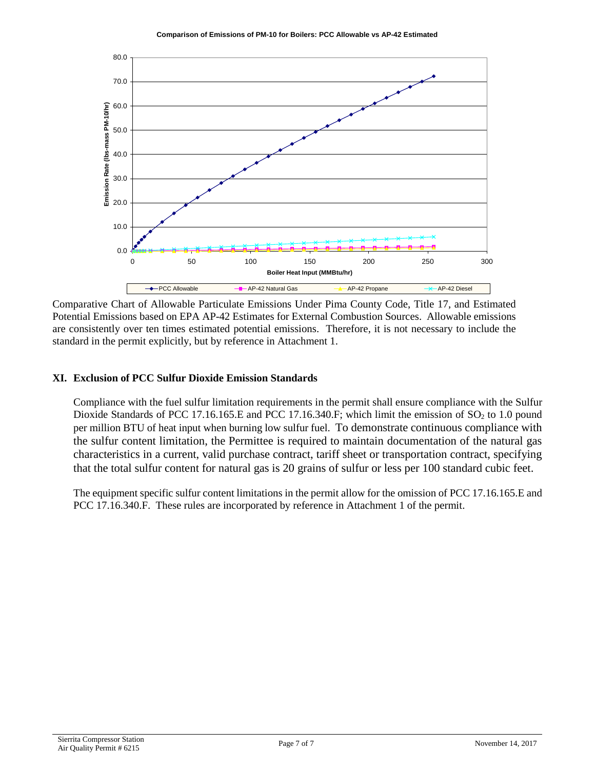**Comparison of Emissions of PM-10 for Boilers: PCC Allowable vs AP-42 Estimated**

Emission Rate (lbs-mass PM-10/hr)

80.0
70.0
60.0
50.0
40.0
30.0
20.0
10.0
0.0

0
50
100
150
200
250
300

Boiler Heat Input (MMBtu/hr)

PCC Allowable
AP-42 Natural Gas
AP-42 Propane
AP-42 Diesel

Comparative Chart of Allowable Particulate Emissions Under Pima County Code, Title 17, and Estimated Potential Emissions based on EPA AP-42 Estimates for External Combustion Sources. Allowable emissions are consistently over ten times estimated potential emissions. Therefore, it is not necessary to include the standard in the permit explicitly, but by reference in Attachment 1.

## XI. Exclusion of PCC Sulfur Dioxide Emission Standards

Compliance with the fuel sulfur limitation requirements in the permit shall ensure compliance with the Sulfur Dioxide Standards of PCC 17.16.165.E and PCC 17.16.340.F; which limit the emission of $SO_2$ to 1.0 pound per million BTU of heat input when burning low sulfur fuel. To demonstrate continuous compliance with the sulfur content limitation, the Permittee is required to maintain documentation of the natural gas characteristics in a current, valid purchase contract, tariff sheet or transportation contract, specifying that the total sulfur content for natural gas is 20 grains of sulfur or less per 100 standard cubic feet.

The equipment specific sulfur content limitations in the permit allow for the omission of PCC 17.16.165.E and PCC 17.16.340.F. These rules are incorporated by reference in Attachment 1 of the permit.